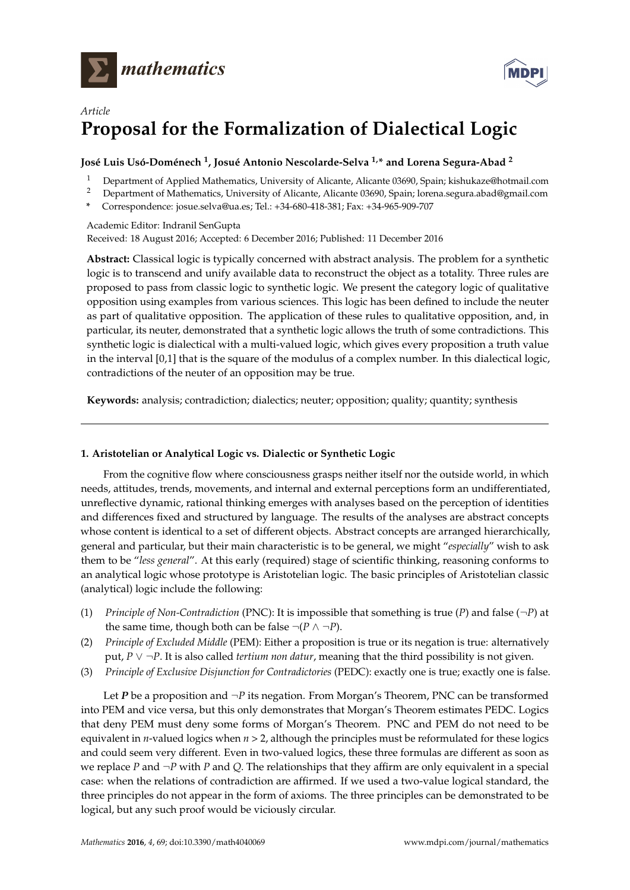*Article*

# Proposal for the Formalization of Dialectical Logic

**José Luis Usó-Doménech [1], Josué Antonio Nescolarde-Selva [1,*] and Lorena Segura-Abad [2]**

[1] Department of Applied Mathematics, University of Alicante, Alicante 03690, Spain; kishukaze@hotmail.com
[2] Department of Mathematics, University of Alicante, Alicante 03690, Spain; lorena.segura.abad@gmail.com
[*] Correspondence: josue.selva@ua.es; Tel.: +34-680-418-381; Fax: +34-965-909-707

Academic Editor: Indranil SenGupta
Received: 18 August 2016; Accepted: 6 December 2016; Published: 11 December 2016

**Abstract:** Classical logic is typically concerned with abstract analysis. The problem for a synthetic logic is to transcend and unify available data to reconstruct the object as a totality. Three rules are proposed to pass from classic logic to synthetic logic. We present the category logic of qualitative opposition using examples from various sciences. This logic has been defined to include the neuter as part of qualitative opposition. The application of these rules to qualitative opposition, and, in particular, its neuter, demonstrated that a synthetic logic allows the truth of some contradictions. This synthetic logic is dialectical with a multi-valued logic, which gives every proposition a truth value in the interval [0,1] that is the square of the modulus of a complex number. In this dialectical logic, contradictions of the neuter of an opposition may be true.

**Keywords:** analysis; contradiction; dialectics; neuter; opposition; quality; quantity; synthesis

---

## 1. Aristotelian or Analytical Logic vs. Dialectic or Synthetic Logic

From the cognitive flow where consciousness grasps neither itself nor the outside world, in which needs, attitudes, trends, movements, and internal and external perceptions form an undifferentiated, unreflective dynamic, rational thinking emerges with analyses based on the perception of identities and differences fixed and structured by language. The results of the analyses are abstract concepts whose content is identical to a set of different objects. Abstract concepts are arranged hierarchically, general and particular, but their main characteristic is to be general, we might "*especially*" wish to ask them to be "*less general*". At this early (required) stage of scientific thinking, reasoning conforms to an analytical logic whose prototype is Aristotelian logic. The basic principles of Aristotelian classic (analytical) logic include the following:

(1) *Principle of Non-Contradiction* (PNC): It is impossible that something is true ($P$) and false ($\neg P$) at the same time, though both can be false $\neg(P \wedge \neg P)$.
(2) *Principle of Excluded Middle* (PEM): Either a proposition is true or its negation is true: alternatively put, $P \vee \neg P$. It is also called *tertium non datur*, meaning that the third possibility is not given.
(3) *Principle of Exclusive Disjunction for Contradictories* (PEDC): exactly one is true; exactly one is false.

Let $\boldsymbol{P}$ be a proposition and $\neg P$ its negation. From Morgan's Theorem, PNC can be transformed into PEM and vice versa, but this only demonstrates that Morgan's Theorem estimates PEDC. Logics that deny PEM must deny some forms of Morgan's Theorem. PNC and PEM do not need to be equivalent in $n$-valued logics when $n > 2$, although the principles must be reformulated for these logics and could seem very different. Even in two-valued logics, these three formulas are different as soon as we replace $P$ and $\neg P$ with $P$ and $Q$. The relationships that they affirm are only equivalent in a special case: when the relations of contradiction are affirmed. If we used a two-value logical standard, the three principles do not appear in the form of axioms. The three principles can be demonstrated to be logical, but any such proof would be viciously circular.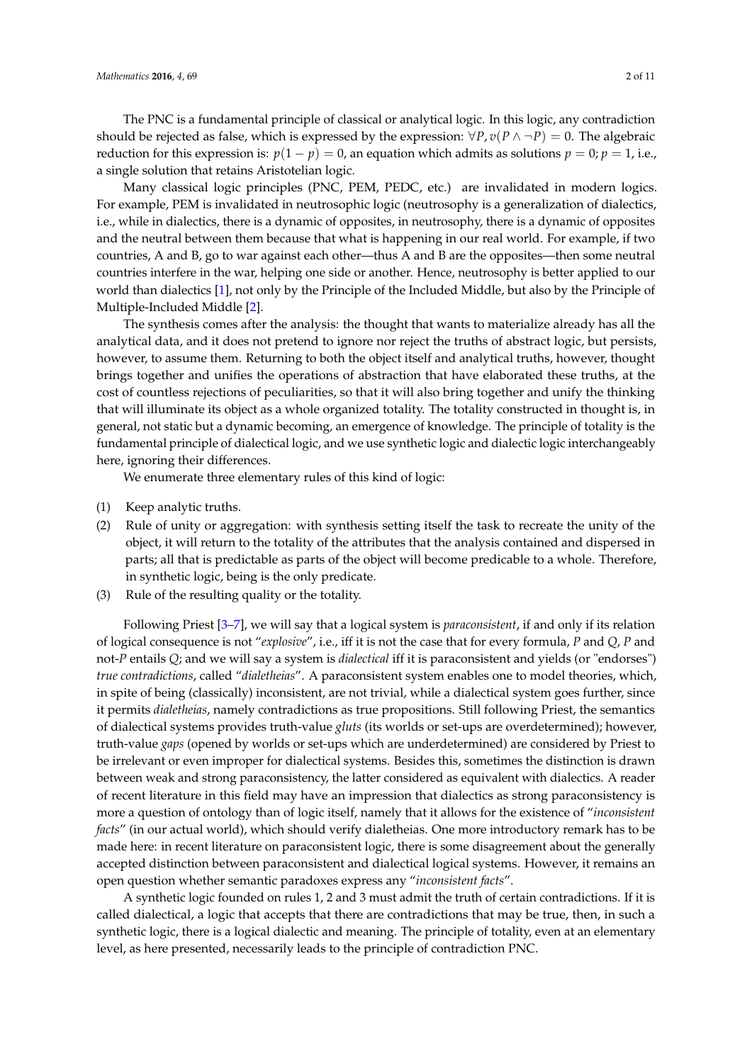The PNC is a fundamental principle of classical or analytical logic. In this logic, any contradiction should be rejected as false, which is expressed by the expression: $\forall P, v(P \wedge \neg P) = 0$. The algebraic reduction for this expression is: $p(1-p) = 0$, an equation which admits as solutions $p = 0; p = 1$, i.e., a single solution that retains Aristotelian logic.

Many classical logic principles (PNC, PEM, PEDC, etc.) are invalidated in modern logics. For example, PEM is invalidated in neutrosophic logic (neutrosophy is a generalization of dialectics, i.e., while in dialectics, there is a dynamic of opposites, in neutrosophy, there is a dynamic of opposites and the neutral between them because that what is happening in our real world. For example, if two countries, A and B, go to war against each other—thus A and B are the opposites—then some neutral countries interfere in the war, helping one side or another. Hence, neutrosophy is better applied to our world than dialectics [1], not only by the Principle of the Included Middle, but also by the Principle of Multiple-Included Middle [2].

The synthesis comes after the analysis: the thought that wants to materialize already has all the analytical data, and it does not pretend to ignore nor reject the truths of abstract logic, but persists, however, to assume them. Returning to both the object itself and analytical truths, however, thought brings together and unifies the operations of abstraction that have elaborated these truths, at the cost of countless rejections of peculiarities, so that it will also bring together and unify the thinking that will illuminate its object as a whole organized totality. The totality constructed in thought is, in general, not static but a dynamic becoming, an emergence of knowledge. The principle of totality is the fundamental principle of dialectical logic, and we use synthetic logic and dialectic logic interchangeably here, ignoring their differences.

We enumerate three elementary rules of this kind of logic:

(1) Keep analytic truths.
(2) Rule of unity or aggregation: with synthesis setting itself the task to recreate the unity of the object, it will return to the totality of the attributes that the analysis contained and dispersed in parts; all that is predictable as parts of the object will become predicable to a whole. Therefore, in synthetic logic, being is the only predicate.
(3) Rule of the resulting quality or the totality.

Following Priest [3–7], we will say that a logical system is *paraconsistent*, if and only if its relation of logical consequence is not "*explosive*", i.e., iff it is not the case that for every formula, *P* and *Q*, *P* and not-*P* entails *Q*; and we will say a system is *dialectical* iff it is paraconsistent and yields (or "endorses") *true contradictions*, called "*dialetheias*". A paraconsistent system enables one to model theories, which, in spite of being (classically) inconsistent, are not trivial, while a dialectical system goes further, since it permits *dialetheias*, namely contradictions as true propositions. Still following Priest, the semantics of dialectical systems provides truth-value *gluts* (its worlds or set-ups are overdetermined); however, truth-value *gaps* (opened by worlds or set-ups which are underdetermined) are considered by Priest to be irrelevant or even improper for dialectical systems. Besides this, sometimes the distinction is drawn between weak and strong paraconsistency, the latter considered as equivalent with dialectics. A reader of recent literature in this field may have an impression that dialectics as strong paraconsistency is more a question of ontology than of logic itself, namely that it allows for the existence of "*inconsistent facts*" (in our actual world), which should verify dialetheias. One more introductory remark has to be made here: in recent literature on paraconsistent logic, there is some disagreement about the generally accepted distinction between paraconsistent and dialectical logical systems. However, it remains an open question whether semantic paradoxes express any "*inconsistent facts*".

A synthetic logic founded on rules 1, 2 and 3 must admit the truth of certain contradictions. If it is called dialectical, a logic that accepts that there are contradictions that may be true, then, in such a synthetic logic, there is a logical dialectic and meaning. The principle of totality, even at an elementary level, as here presented, necessarily leads to the principle of contradiction PNC.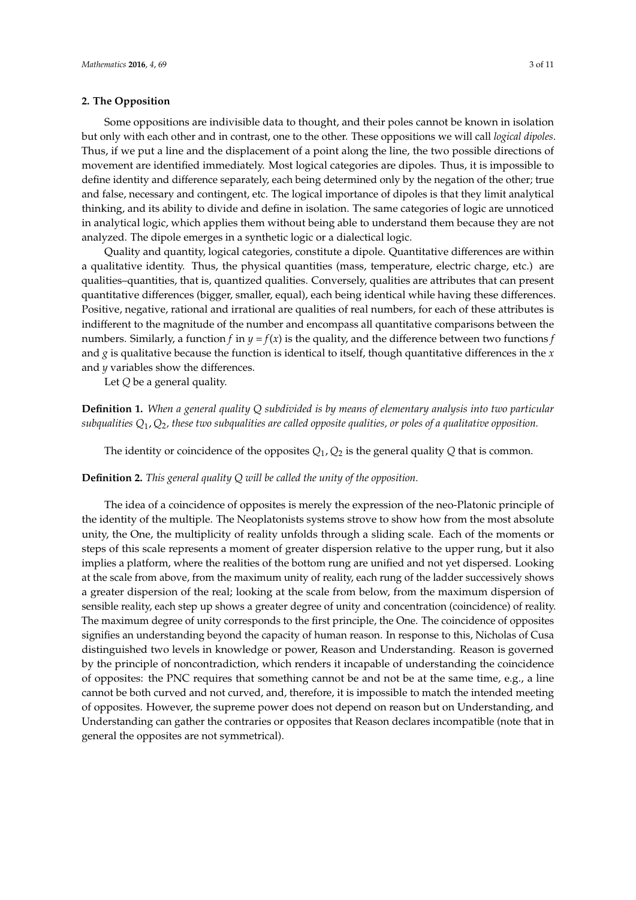## 2. The Opposition

Some oppositions are indivisible data to thought, and their poles cannot be known in isolation but only with each other and in contrast, one to the other. These oppositions we will call *logical dipoles*. Thus, if we put a line and the displacement of a point along the line, the two possible directions of movement are identified immediately. Most logical categories are dipoles. Thus, it is impossible to define identity and difference separately, each being determined only by the negation of the other; true and false, necessary and contingent, etc. The logical importance of dipoles is that they limit analytical thinking, and its ability to divide and define in isolation. The same categories of logic are unnoticed in analytical logic, which applies them without being able to understand them because they are not analyzed. The dipole emerges in a synthetic logic or a dialectical logic.

Quality and quantity, logical categories, constitute a dipole. Quantitative differences are within a qualitative identity. Thus, the physical quantities (mass, temperature, electric charge, etc.) are qualities–quantities, that is, quantized qualities. Conversely, qualities are attributes that can present quantitative differences (bigger, smaller, equal), each being identical while having these differences. Positive, negative, rational and irrational are qualities of real numbers, for each of these attributes is indifferent to the magnitude of the number and encompass all quantitative comparisons between the numbers. Similarly, a function $f$ in $y = f(x)$ is the quality, and the difference between two functions $f$ and $g$ is qualitative because the function is identical to itself, though quantitative differences in the $x$ and $y$ variables show the differences.

Let $Q$ be a general quality.

**Definition 1.** *When a general quality $Q$ subdivided is by means of elementary analysis into two particular subqualities $Q_1, Q_2$, these two subqualities are called opposite qualities, or poles of a qualitative opposition.*

The identity or coincidence of the opposites $Q_1, Q_2$ is the general quality $Q$ that is common.

**Definition 2.** *This general quality $Q$ will be called the unity of the opposition.*

The idea of a coincidence of opposites is merely the expression of the neo-Platonic principle of the identity of the multiple. The Neoplatonists systems strove to show how from the most absolute unity, the One, the multiplicity of reality unfolds through a sliding scale. Each of the moments or steps of this scale represents a moment of greater dispersion relative to the upper rung, but it also implies a platform, where the realities of the bottom rung are unified and not yet dispersed. Looking at the scale from above, from the maximum unity of reality, each rung of the ladder successively shows a greater dispersion of the real; looking at the scale from below, from the maximum dispersion of sensible reality, each step up shows a greater degree of unity and concentration (coincidence) of reality. The maximum degree of unity corresponds to the first principle, the One. The coincidence of opposites signifies an understanding beyond the capacity of human reason. In response to this, Nicholas of Cusa distinguished two levels in knowledge or power, Reason and Understanding. Reason is governed by the principle of noncontradiction, which renders it incapable of understanding the coincidence of opposites: the PNC requires that something cannot be and not be at the same time, e.g., a line cannot be both curved and not curved, and, therefore, it is impossible to match the intended meeting of opposites. However, the supreme power does not depend on reason but on Understanding, and Understanding can gather the contraries or opposites that Reason declares incompatible (note that in general the opposites are not symmetrical).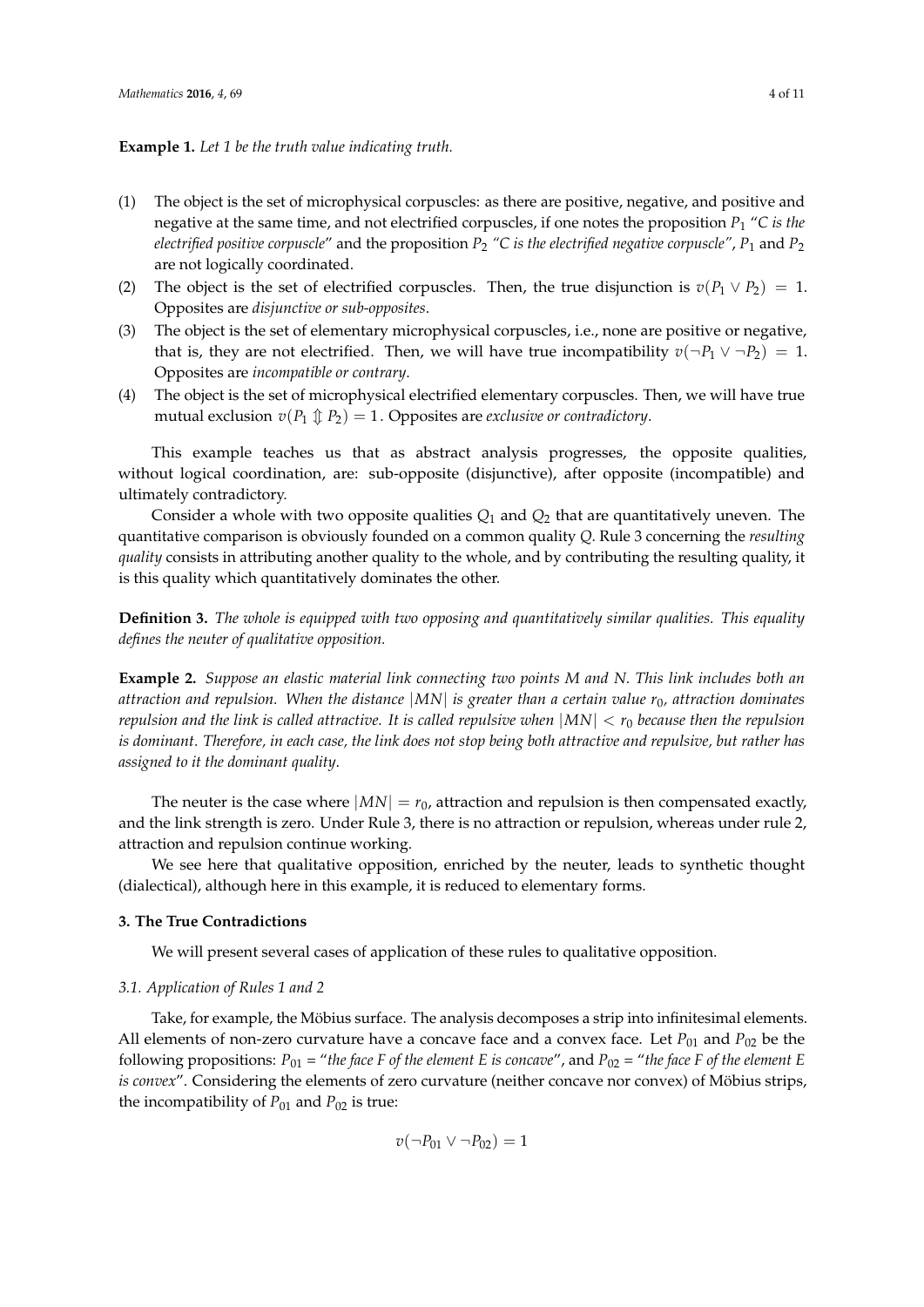**Example 1.** *Let 1 be the truth value indicating truth.*

(1) The object is the set of microphysical corpuscles: as there are positive, negative, and positive and negative at the same time, and not electrified corpuscles, if one notes the proposition $P_1$ "*C is the electrified positive corpuscle*" and the proposition $P_2$ *"C is the electrified negative corpuscle"*, $P_1$ and $P_2$ are not logically coordinated.
(2) The object is the set of electrified corpuscles. Then, the true disjunction is $v(P_1 \vee P_2) = 1$. Opposites are *disjunctive or sub-opposites*.
(3) The object is the set of elementary microphysical corpuscles, i.e., none are positive or negative, that is, they are not electrified. Then, we will have true incompatibility $v(\neg P_1 \vee \neg P_2) = 1$. Opposites are *incompatible or contrary*.
(4) The object is the set of microphysical electrified elementary corpuscles. Then, we will have true mutual exclusion $v(P_1 \Updownarrow P_2) = 1$. Opposites are *exclusive or contradictory*.

This example teaches us that as abstract analysis progresses, the opposite qualities, without logical coordination, are: sub-opposite (disjunctive), after opposite (incompatible) and ultimately contradictory.

Consider a whole with two opposite qualities $Q_1$ and $Q_2$ that are quantitatively uneven. The quantitative comparison is obviously founded on a common quality $Q$. Rule 3 concerning the *resulting quality* consists in attributing another quality to the whole, and by contributing the resulting quality, it is this quality which quantitatively dominates the other.

**Definition 3.** *The whole is equipped with two opposing and quantitatively similar qualities. This equality defines the neuter of qualitative opposition.*

**Example 2.** *Suppose an elastic material link connecting two points M and N. This link includes both an attraction and repulsion. When the distance $|MN|$ is greater than a certain value $r_0$, attraction dominates repulsion and the link is called attractive. It is called repulsive when $|MN| < r_0$ because then the repulsion is dominant. Therefore, in each case, the link does not stop being both attractive and repulsive, but rather has assigned to it the dominant quality.*

The neuter is the case where $|MN| = r_0$, attraction and repulsion is then compensated exactly, and the link strength is zero. Under Rule 3, there is no attraction or repulsion, whereas under rule 2, attraction and repulsion continue working.

We see here that qualitative opposition, enriched by the neuter, leads to synthetic thought (dialectical), although here in this example, it is reduced to elementary forms.

## 3. The True Contradictions

We will present several cases of application of these rules to qualitative opposition.

### 3.1. Application of Rules 1 and 2

Take, for example, the Möbius surface. The analysis decomposes a strip into infinitesimal elements. All elements of non-zero curvature have a concave face and a convex face. Let $P_{01}$ and $P_{02}$ be the following propositions: $P_{01}$ = "*the face F of the element E is concave*", and $P_{02}$ = "*the face F of the element E is convex*". Considering the elements of zero curvature (neither concave nor convex) of Möbius strips, the incompatibility of $P_{01}$ and $P_{02}$ is true:

$$v(\neg P_{01} \vee \neg P_{02}) = 1$$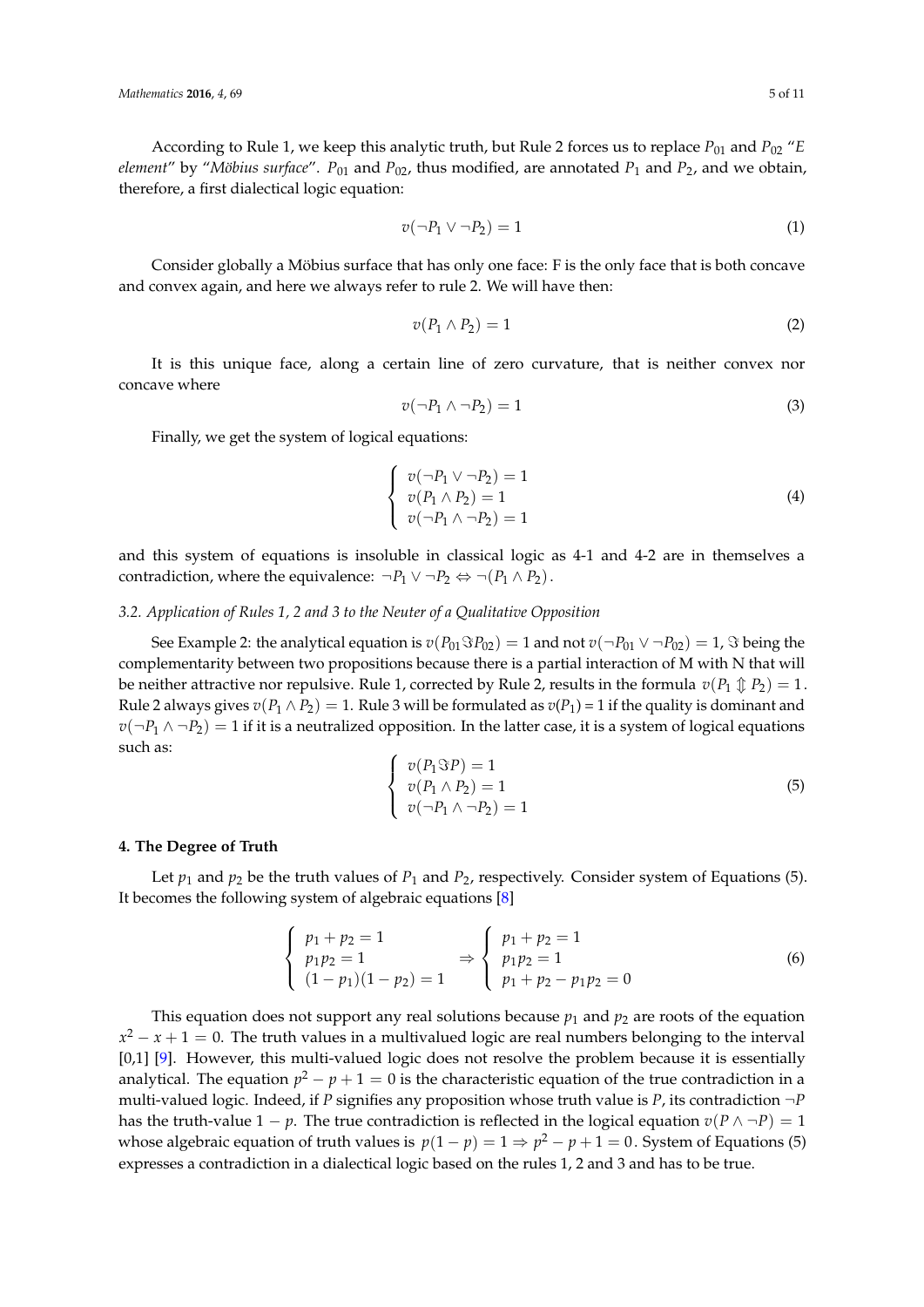According to Rule 1, we keep this analytic truth, but Rule 2 forces us to replace $P_{01}$ and $P_{02}$ "*E element*" by "*Möbius surface*". $P_{01}$ and $P_{02}$, thus modified, are annotated $P_1$ and $P_2$, and we obtain, therefore, a first dialectical logic equation:

$$v(\neg P_1 \vee \neg P_2) = 1 \tag{1}$$

Consider globally a Möbius surface that has only one face: F is the only face that is both concave and convex again, and here we always refer to rule 2. We will have then:

$$v(P_1 \wedge P_2) = 1 \tag{2}$$

It is this unique face, along a certain line of zero curvature, that is neither convex nor concave where

$$v(\neg P_1 \wedge \neg P_2) = 1 \tag{3}$$

Finally, we get the system of logical equations:

$$\begin{cases} v(\neg P_1 \vee \neg P_2) = 1 \\ v(P_1 \wedge P_2) = 1 \\ v(\neg P_1 \wedge \neg P_2) = 1 \end{cases} \tag{4}$$

and this system of equations is insoluble in classical logic as 4-1 and 4-2 are in themselves a contradiction, where the equivalence: $\neg P_1 \vee \neg P_2 \Leftrightarrow \neg(P_1 \wedge P_2)$.

### 3.2. Application of Rules 1, 2 and 3 to the Neuter of a Qualitative Opposition

See Example 2: the analytical equation is $v(P_{01} \Im P_{02}) = 1$ and not $v(\neg P_{01} \vee \neg P_{02}) = 1$, $\Im$ being the complementarity between two propositions because there is a partial interaction of M with N that will be neither attractive nor repulsive. Rule 1, corrected by Rule 2, results in the formula $v(P_1 \Updownarrow P_2) = 1$. Rule 2 always gives $v(P_1 \wedge P_2) = 1$. Rule 3 will be formulated as $v(P_1) = 1$ if the quality is dominant and $v(\neg P_1 \wedge \neg P_2) = 1$ if it is a neutralized opposition. In the latter case, it is a system of logical equations such as:

$$\begin{cases} v(P_1 \Im P) = 1 \\ v(P_1 \wedge P_2) = 1 \\ v(\neg P_1 \wedge \neg P_2) = 1 \end{cases} \tag{5}$$

## 4. The Degree of Truth

Let $p_1$ and $p_2$ be the truth values of $P_1$ and $P_2$, respectively. Consider system of Equations (5). It becomes the following system of algebraic equations [8]

$$\begin{cases} p_1 + p_2 = 1 \\ p_1 p_2 = 1 \\ (1 - p_1)(1 - p_2) = 1 \end{cases} \Rightarrow \begin{cases} p_1 + p_2 = 1 \\ p_1 p_2 = 1 \\ p_1 + p_2 - p_1 p_2 = 0 \end{cases} \tag{6}$$

This equation does not support any real solutions because $p_1$ and $p_2$ are roots of the equation $x^2 - x + 1 = 0$. The truth values in a multivalued logic are real numbers belonging to the interval [0,1] [9]. However, this multi-valued logic does not resolve the problem because it is essentially analytical. The equation $p^2 - p + 1 = 0$ is the characteristic equation of the true contradiction in a multi-valued logic. Indeed, if $P$ signifies any proposition whose truth value is $P$, its contradiction $\neg P$ has the truth-value $1 - p$. The true contradiction is reflected in the logical equation $v(P \wedge \neg P) = 1$ whose algebraic equation of truth values is $p(1 - p) = 1 \Rightarrow p^2 - p + 1 = 0$. System of Equations (5) expresses a contradiction in a dialectical logic based on the rules 1, 2 and 3 and has to be true.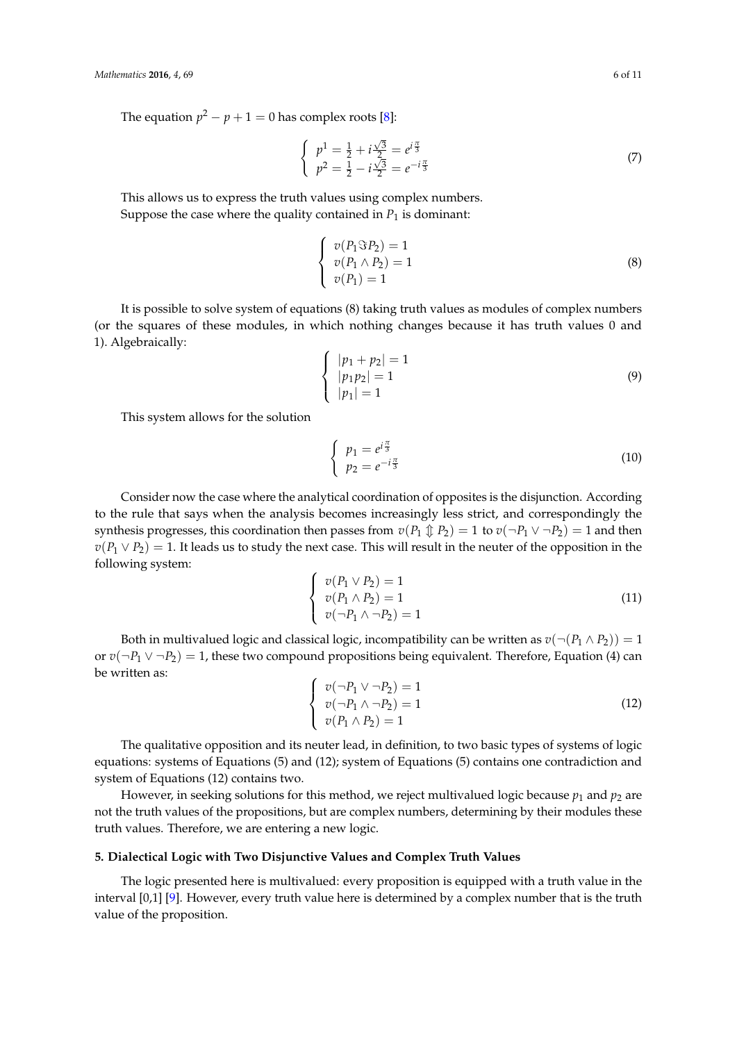The equation $p^2 - p + 1 = 0$ has complex roots [8]:

$$\begin{cases} p^1 = \frac{1}{2} + i\frac{\sqrt{3}}{2} = e^{i\frac{\pi}{3}} \\ p^2 = \frac{1}{2} - i\frac{\sqrt{3}}{2} = e^{-i\frac{\pi}{3}} \end{cases} \tag{7}$$

This allows us to express the truth values using complex numbers.

Suppose the case where the quality contained in $P_1$ is dominant:

$$\begin{cases} v(P_1 \Im P_2) = 1 \\ v(P_1 \wedge P_2) = 1 \\ v(P_1) = 1 \end{cases} \tag{8}$$

It is possible to solve system of equations (8) taking truth values as modules of complex numbers (or the squares of these modules, in which nothing changes because it has truth values 0 and 1). Algebraically:

$$\begin{cases} |p_1 + p_2| = 1 \\ |p_1 p_2| = 1 \\ |p_1| = 1 \end{cases} \tag{9}$$

This system allows for the solution

$$\begin{cases} p_1 = e^{i\frac{\pi}{3}} \\ p_2 = e^{-i\frac{\pi}{3}} \end{cases} \tag{10}$$

Consider now the case where the analytical coordination of opposites is the disjunction. According to the rule that says when the analysis becomes increasingly less strict, and correspondingly the synthesis progresses, this coordination then passes from $v(P_1 \Updownarrow P_2) = 1$ to $v(\neg P_1 \vee \neg P_2) = 1$ and then $v(P_1 \vee P_2) = 1$. It leads us to study the next case. This will result in the neuter of the opposition in the following system:

$$\begin{cases} v(P_1 \vee P_2) = 1 \\ v(P_1 \wedge P_2) = 1 \\ v(\neg P_1 \wedge \neg P_2) = 1 \end{cases} \tag{11}$$

Both in multivalued logic and classical logic, incompatibility can be written as $v(\neg(P_1 \wedge P_2)) = 1$ or $v(\neg P_1 \vee \neg P_2) = 1$, these two compound propositions being equivalent. Therefore, Equation (4) can be written as:

$$\begin{cases} v(\neg P_1 \vee \neg P_2) = 1 \\ v(\neg P_1 \wedge \neg P_2) = 1 \\ v(P_1 \wedge P_2) = 1 \end{cases} \tag{12}$$

The qualitative opposition and its neuter lead, in definition, to two basic types of systems of logic equations: systems of Equations (5) and (12); system of Equations (5) contains one contradiction and system of Equations (12) contains two.

However, in seeking solutions for this method, we reject multivalued logic because $p_1$ and $p_2$ are not the truth values of the propositions, but are complex numbers, determining by their modules these truth values. Therefore, we are entering a new logic.

## 5. Dialectical Logic with Two Disjunctive Values and Complex Truth Values

The logic presented here is multivalued: every proposition is equipped with a truth value in the interval [0,1] [9]. However, every truth value here is determined by a complex number that is the truth value of the proposition.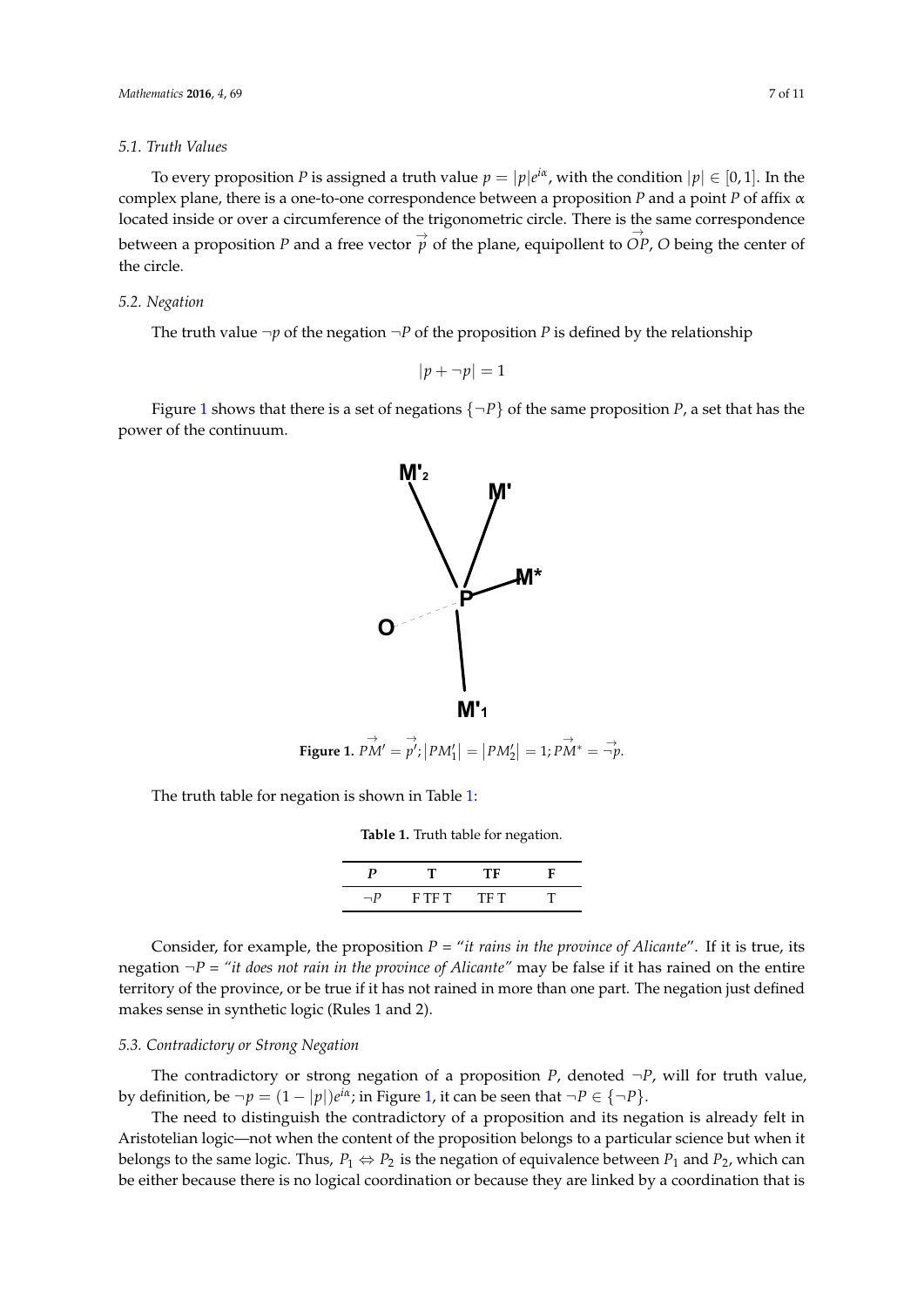### 5.1. Truth Values

To every proposition $P$ is assigned a truth value $p = |p|e^{i\alpha}$, with the condition $|p| \in [0, 1]$. In the complex plane, there is a one-to-one correspondence between a proposition $P$ and a point $P$ of affix $\alpha$ located inside or over a circumference of the trigonometric circle. There is the same correspondence between a proposition $P$ and a free vector $\vec{p}$ of the plane, equipollent to $\vec{OP}$, $O$ being the center of the circle.

### 5.2. Negation

The truth value $\neg p$ of the negation $\neg P$ of the proposition $P$ is defined by the relationship

$$|p + \neg p| = 1$$

Figure 1 shows that there is a set of negations $\{\neg P\}$ of the same proposition $P$, a set that has the power of the continuum.

**Figure 1.** $\vec{PM'} = \vec{p'}; |PM'_1| = |PM'_2| = 1; \vec{PM^*} = \vec{\neg p}$.

The truth table for negation is shown in Table 1:

**Table 1.** Truth table for negation.

| $P$ | T | TF | F |
|---|---|---|---|
| $\neg P$ | F TF T | TF T | T |

Consider, for example, the proposition $P$ = "*it rains in the province of Alicante*". If it is true, its negation $\neg P$ = *"it does not rain in the province of Alicante"* may be false if it has rained on the entire territory of the province, or be true if it has not rained in more than one part. The negation just defined makes sense in synthetic logic (Rules 1 and 2).

### 5.3. Contradictory or Strong Negation

The contradictory or strong negation of a proposition $P$, denoted $\neg P$, will for truth value, by definition, be $\neg p = (1 - |p|)e^{i\alpha}$; in Figure 1, it can be seen that $\neg P \in \{\neg P\}$.

The need to distinguish the contradictory of a proposition and its negation is already felt in Aristotelian logic—not when the content of the proposition belongs to a particular science but when it belongs to the same logic. Thus, $P_1 \nLeftrightarrow P_2$ is the negation of equivalence between $P_1$ and $P_2$, which can be either because there is no logical coordination or because they are linked by a coordination that is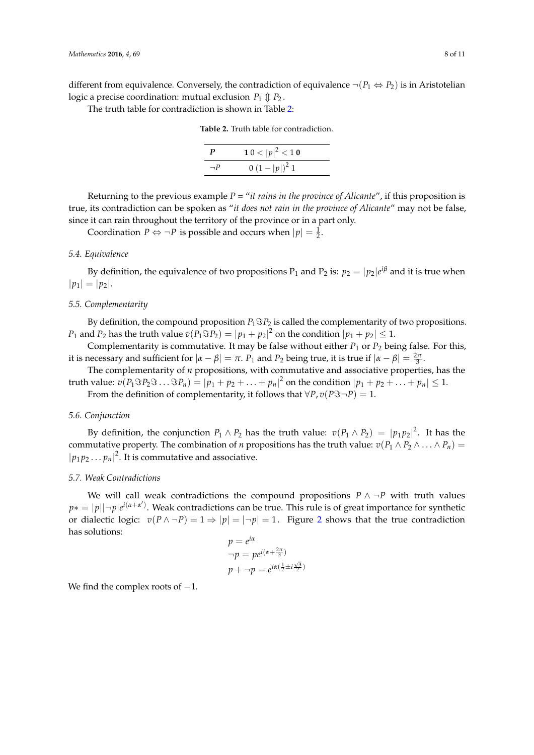different from equivalence. Conversely, the contradiction of equivalence $\neg(P_1 \Leftrightarrow P_2)$ is in Aristotelian logic a precise coordination: mutual exclusion $P_1 \Updownarrow P_2$.

The truth table for contradiction is shown in Table 2:

**Table 2.** Truth table for contradiction.

| $P$ | $\mathbf{1}\ 0 < \|p\|^2 < 1\ \mathbf{0}$ |
|---|---|
| $\neg P$ | $0\ (1 - \|p\|)^2\ 1$ |

Returning to the previous example $P$ = "*it rains in the province of Alicante*", if this proposition is true, its contradiction can be spoken as "*it does not rain in the province of Alicante*" may not be false, since it can rain throughout the territory of the province or in a part only.

Coordination $P \Leftrightarrow \neg P$ is possible and occurs when $|p| = \frac{1}{2}$.

### 5.4. Equivalence

By definition, the equivalence of two propositions $P_1$ and $P_2$ is: $p_2 = |p_2|e^{i\beta}$ and it is true when $|p_1| = |p_2|$.

### 5.5. Complementarity

By definition, the compound proposition $P_1 \Im P_2$ is called the complementarity of two propositions. $P_1$ and $P_2$ has the truth value $v(P_1 \Im P_2) = |p_1 + p_2|^2$ on the condition $|p_1 + p_2| \leq 1$.

Complementarity is commutative. It may be false without either $P_1$ or $P_2$ being false. For this, it is necessary and sufficient for $|\alpha - \beta| = \pi$. $P_1$ and $P_2$ being true, it is true if $|\alpha - \beta| = \frac{2\pi}{3}$.

The complementarity of $n$ propositions, with commutative and associative properties, has the truth value: $v(P_1 \Im P_2 \Im \ldots \Im P_n) = |p_1 + p_2 + \ldots + p_n|^2$ on the condition $|p_1 + p_2 + \ldots + p_n| \leq 1$.

From the definition of complementarity, it follows that $\forall P, v(P \Im \neg P) = 1$.

### 5.6. Conjunction

By definition, the conjunction $P_1 \wedge P_2$ has the truth value: $v(P_1 \wedge P_2) = |p_1 p_2|^2$. It has the commutative property. The combination of $n$ propositions has the truth value: $v(P_1 \wedge P_2 \wedge \ldots \wedge P_n) = |p_1 p_2 \ldots p_n|^2$. It is commutative and associative.

### 5.7. Weak Contradictions

We will call weak contradictions the compound propositions $P \wedge \neg P$ with truth values $p* = |p||\neg p|e^{i(\alpha + \alpha')}$. Weak contradictions can be true. This rule is of great importance for synthetic or dialectic logic: $v(P \wedge \neg P) = 1 \Rightarrow |p| = |\neg p| = 1$. Figure 2 shows that the true contradiction has solutions:

$$p = e^{i\alpha}$$
$$\neg p = pe^{i(\alpha + \frac{2\pi}{3})}$$
$$p + \neg p = e^{i\alpha(\frac{1}{2} \pm i\frac{\sqrt{3}}{2})}$$

We find the complex roots of $-1$.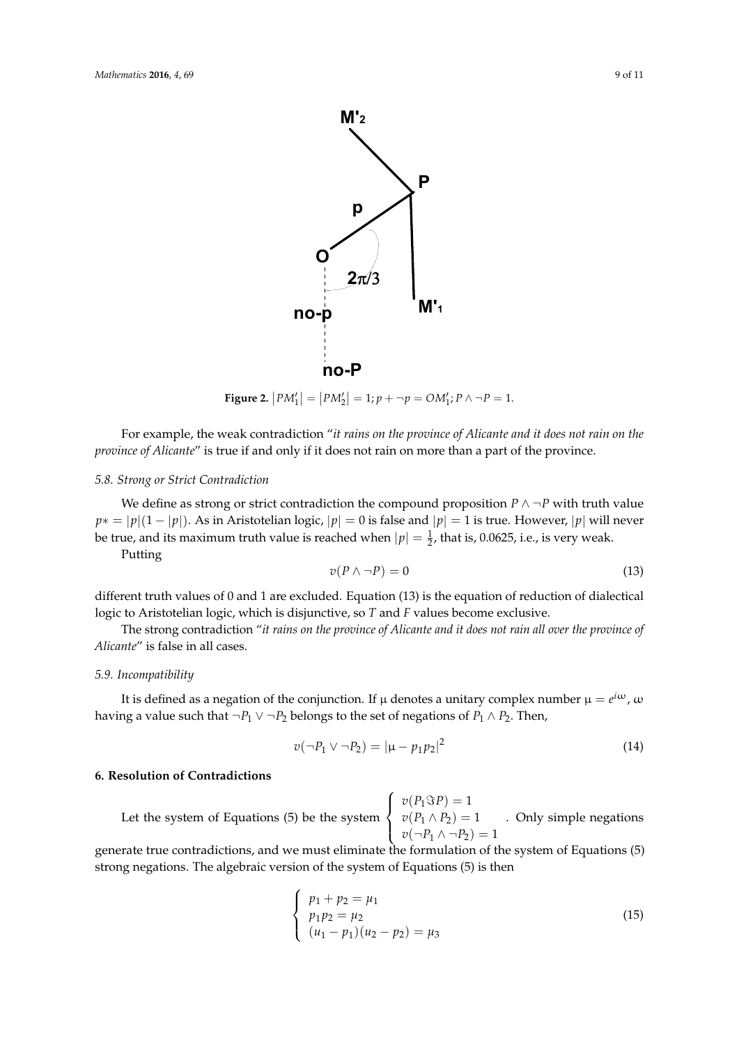**Figure 2.** $|PM_1'| = |PM_2'| = 1; p + \neg p = OM_1'; P \wedge \neg P = 1.$

For example, the weak contradiction "*it rains on the province of Alicante and it does not rain on the province of Alicante*" is true if and only if it does not rain on more than a part of the province.

### 5.8. Strong or Strict Contradiction

We define as strong or strict contradiction the compound proposition $P \wedge \neg P$ with truth value $p* = |p|(1 - |p|)$. As in Aristotelian logic, $|p| = 0$ is false and $|p| = 1$ is true. However, $|p|$ will never be true, and its maximum truth value is reached when $|p| = \frac{1}{2}$, that is, 0.0625, i.e., is very weak.

Putting

$$v(P \wedge \neg P) = 0 \tag{13}$$

different truth values of 0 and 1 are excluded. Equation (13) is the equation of reduction of dialectical logic to Aristotelian logic, which is disjunctive, so $T$ and $F$ values become exclusive.

The strong contradiction "*it rains on the province of Alicante and it does not rain all over the province of Alicante*" is false in all cases.

### 5.9. Incompatibility

It is defined as a negation of the conjunction. If $\mu$ denotes a unitary complex number $\mu = e^{i\omega}$, $\omega$ having a value such that $\neg P_1 \vee \neg P_2$ belongs to the set of negations of $P_1 \wedge P_2$. Then,

$$v(\neg P_1 \vee \neg P_2) = |\mu - p_1 p_2|^2 \tag{14}$$

## 6. Resolution of Contradictions

Let the system of Equations (5) be the system $\begin{cases} v(P_1 \Im P) = 1 \\ v(P_1 \wedge P_2) = 1 \\ v(\neg P_1 \wedge \neg P_2) = 1 \end{cases}$. Only simple negations generate true contradictions, and we must eliminate the formulation of the system of Equations (5) strong negations. The algebraic version of the system of Equations (5) is then

$$\begin{cases} p_1 + p_2 = \mu_1 \\ p_1 p_2 = \mu_2 \\ (u_1 - p_1)(u_2 - p_2) = \mu_3 \end{cases} \tag{15}$$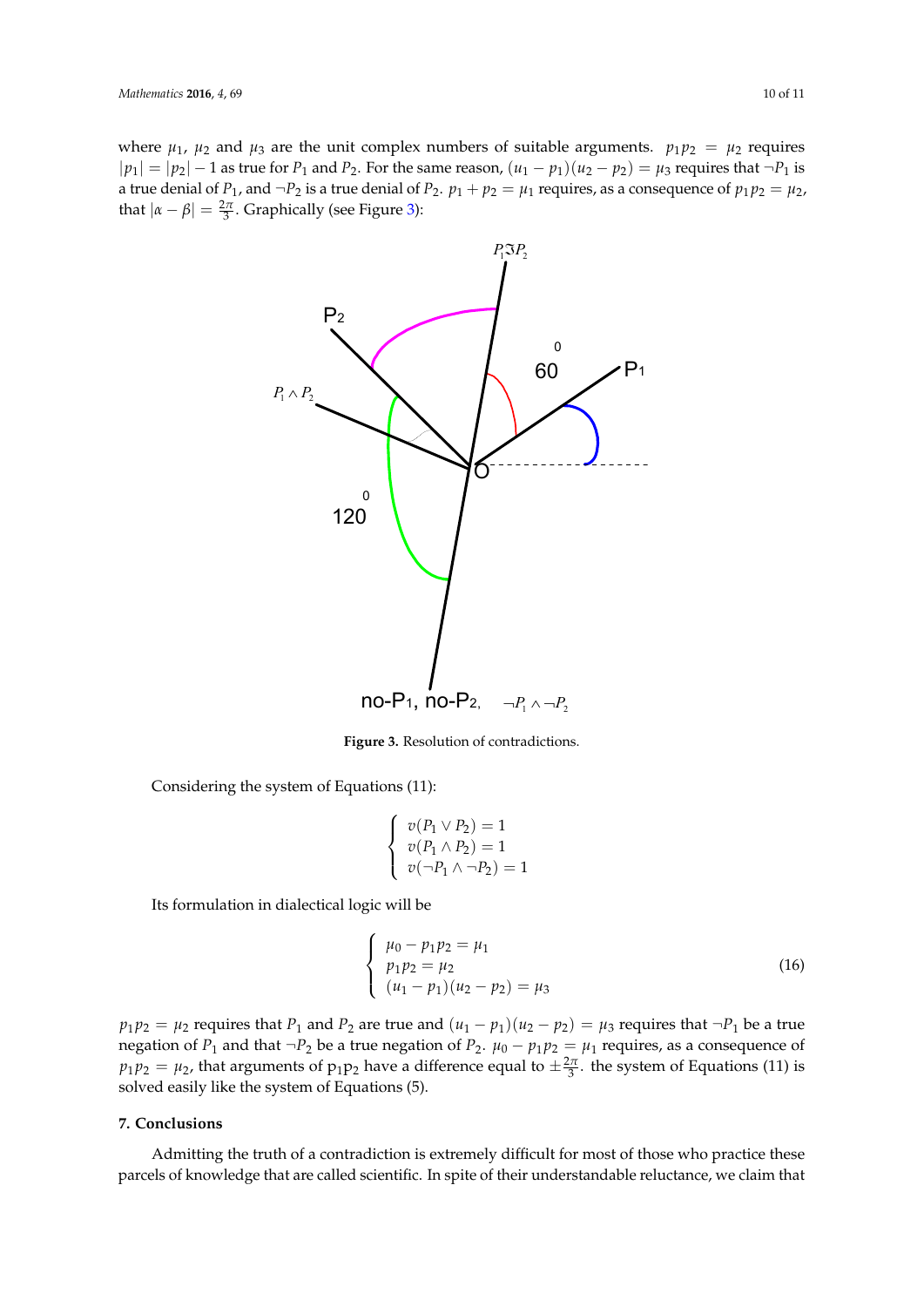where $\mu_1$, $\mu_2$ and $\mu_3$ are the unit complex numbers of suitable arguments. $p_1 p_2 = \mu_2$ requires $|p_1| = |p_2| - 1$ as true for $P_1$ and $P_2$. For the same reason, $(u_1 - p_1)(u_2 - p_2) = \mu_3$ requires that $\neg P_1$ is a true denial of $P_1$, and $\neg P_2$ is a true denial of $P_2$. $p_1 + p_2 = \mu_1$ requires, as a consequence of $p_1 p_2 = \mu_2$, that $|\alpha - \beta| = \frac{2\pi}{3}$. Graphically (see Figure 3):

**Figure 3.** Resolution of contradictions.

Considering the system of Equations (11):

$$\begin{cases} v(P_1 \vee P_2) = 1 \\ v(P_1 \wedge P_2) = 1 \\ v(\neg P_1 \wedge \neg P_2) = 1 \end{cases}$$

Its formulation in dialectical logic will be

$$\begin{cases} \mu_0 - p_1 p_2 = \mu_1 \\ p_1 p_2 = \mu_2 \\ (u_1 - p_1)(u_2 - p_2) = \mu_3 \end{cases} \tag{16}$$

$p_1 p_2 = \mu_2$ requires that $P_1$ and $P_2$ are true and $(u_1 - p_1)(u_2 - p_2) = \mu_3$ requires that $\neg P_1$ be a true negation of $P_1$ and that $\neg P_2$ be a true negation of $P_2$. $\mu_0 - p_1 p_2 = \mu_1$ requires, as a consequence of $p_1 p_2 = \mu_2$, that arguments of $p_1 p_2$ have a difference equal to $\pm\frac{2\pi}{3}$. the system of Equations (11) is solved easily like the system of Equations (5).

## 7. Conclusions

Admitting the truth of a contradiction is extremely difficult for most of those who practice these parcels of knowledge that are called scientific. In spite of their understandable reluctance, we claim that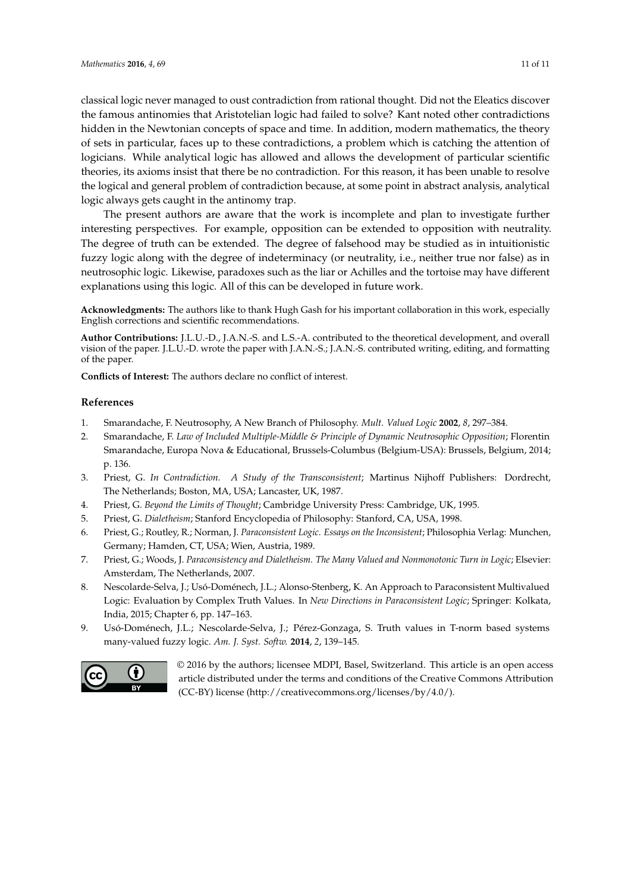classical logic never managed to oust contradiction from rational thought. Did not the Eleatics discover the famous antinomies that Aristotelian logic had failed to solve? Kant noted other contradictions hidden in the Newtonian concepts of space and time. In addition, modern mathematics, the theory of sets in particular, faces up to these contradictions, a problem which is catching the attention of logicians. While analytical logic has allowed and allows the development of particular scientific theories, its axioms insist that there be no contradiction. For this reason, it has been unable to resolve the logical and general problem of contradiction because, at some point in abstract analysis, analytical logic always gets caught in the antinomy trap.

The present authors are aware that the work is incomplete and plan to investigate further interesting perspectives. For example, opposition can be extended to opposition with neutrality. The degree of truth can be extended. The degree of falsehood may be studied as in intuitionistic fuzzy logic along with the degree of indeterminacy (or neutrality, i.e., neither true nor false) as in neutrosophic logic. Likewise, paradoxes such as the liar or Achilles and the tortoise may have different explanations using this logic. All of this can be developed in future work.

**Acknowledgments:** The authors like to thank Hugh Gash for his important collaboration in this work, especially English corrections and scientific recommendations.

**Author Contributions:** J.L.U.-D., J.A.N.-S. and L.S.-A. contributed to the theoretical development, and overall vision of the paper. J.L.U.-D. wrote the paper with J.A.N.-S.; J.A.N.-S. contributed writing, editing, and formatting of the paper.

**Conflicts of Interest:** The authors declare no conflict of interest.

## References

1. Smarandache, F. Neutrosophy, A New Branch of Philosophy. *Mult. Valued Logic* **2002**, *8*, 297–384.
2. Smarandache, F. *Law of Included Multiple-Middle & Principle of Dynamic Neutrosophic Opposition*; Florentin Smarandache, Europa Nova & Educational, Brussels-Columbus (Belgium-USA): Brussels, Belgium, 2014; p. 136.
3. Priest, G. *In Contradiction. A Study of the Transconsistent*; Martinus Nijhoff Publishers: Dordrecht, The Netherlands; Boston, MA, USA; Lancaster, UK, 1987.
4. Priest, G. *Beyond the Limits of Thought*; Cambridge University Press: Cambridge, UK, 1995.
5. Priest, G. *Dialetheism*; Stanford Encyclopedia of Philosophy: Stanford, CA, USA, 1998.
6. Priest, G.; Routley, R.; Norman, J. *Paraconsistent Logic. Essays on the Inconsistent*; Philosophia Verlag: Munchen, Germany; Hamden, CT, USA; Wien, Austria, 1989.
7. Priest, G.; Woods, J. *Paraconsistency and Dialetheism. The Many Valued and Nonmonotonic Turn in Logic*; Elsevier: Amsterdam, The Netherlands, 2007.
8. Nescolarde-Selva, J.; Usó-Doménech, J.L.; Alonso-Stenberg, K. An Approach to Paraconsistent Multivalued Logic: Evaluation by Complex Truth Values. In *New Directions in Paraconsistent Logic*; Springer: Kolkata, India, 2015; Chapter 6, pp. 147–163.
9. Usó-Doménech, J.L.; Nescolarde-Selva, J.; Pérez-Gonzaga, S. Truth values in T-norm based systems many-valued fuzzy logic. *Am. J. Syst. Softw.* **2014**, *2*, 139–145.

© 2016 by the authors; licensee MDPI, Basel, Switzerland. This article is an open access article distributed under the terms and conditions of the Creative Commons Attribution (CC-BY) license (http://creativecommons.org/licenses/by/4.0/).